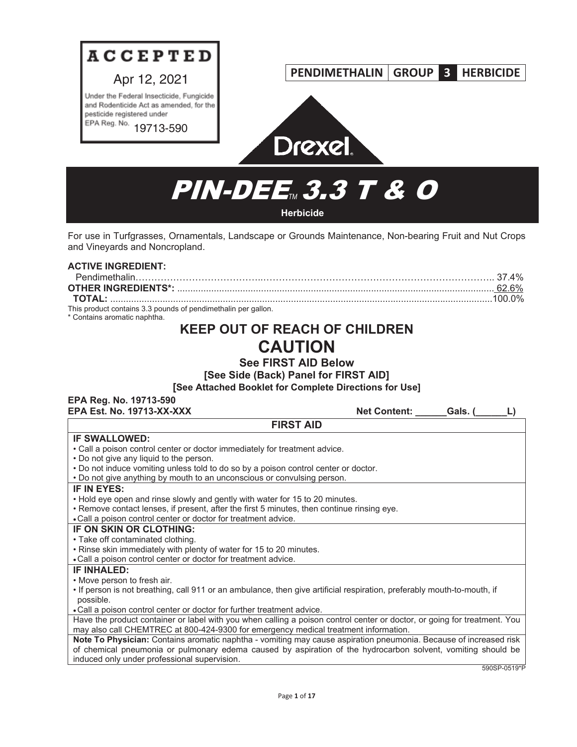**ACCEPTED**

Apr 12, 2021

Under the Federal Insecticide, Fungicide and Rodenticide Act as amended, for the pesticide registered under EPA Reg. No. 19713-590

| PENDIMETHALIN | GROUP | 3 | HERBICIDE |
|---|---|---|---|

Drexel

# PIN-DEE™ 3.3 T & O

**Herbicide**

For use in Turfgrasses, Ornamentals, Landscape or Grounds Maintenance, Non-bearing Fruit and Nut Crops and Vineyards and Noncropland.

**ACTIVE INGREDIENT:**

| | |
|---|---|
| Pendimethalin | 37.4% |
| **OTHER INGREDIENTS*:** | 62.6% |
| **TOTAL:** | 100.0% |

This product contains 3.3 pounds of pendimethalin per gallon.

* Contains aromatic naphtha.

## KEEP OUT OF REACH OF CHILDREN

## CAUTION

**See FIRST AID Below**

**[See Side (Back) Panel for FIRST AID]**

**[See Attached Booklet for Complete Directions for Use]**

**EPA Reg. No. 19713-590**

**EPA Est. No. 19713-XX-XXX**

**Net Content: ______Gals. (______L)**

### FIRST AID

**IF SWALLOWED:**
- Call a poison control center or doctor immediately for treatment advice.
- Do not give any liquid to the person.
- Do not induce vomiting unless told to do so by a poison control center or doctor.
- Do not give anything by mouth to an unconscious or convulsing person.

**IF IN EYES:**
- Hold eye open and rinse slowly and gently with water for 15 to 20 minutes.
- Remove contact lenses, if present, after the first 5 minutes, then continue rinsing eye.
- Call a poison control center or doctor for treatment advice.

**IF ON SKIN OR CLOTHING:**
- Take off contaminated clothing.
- Rinse skin immediately with plenty of water for 15 to 20 minutes.
- Call a poison control center or doctor for treatment advice.

**IF INHALED:**
- Move person to fresh air.
- If person is not breathing, call 911 or an ambulance, then give artificial respiration, preferably mouth-to-mouth, if possible.
- Call a poison control center or doctor for further treatment advice.

Have the product container or label with you when calling a poison control center or doctor, or going for treatment. You may also call CHEMTREC at 800-424-9300 for emergency medical treatment information.

**Note To Physician:** Contains aromatic naphtha - vomiting may cause aspiration pneumonia. Because of increased risk of chemical pneumonia or pulmonary edema caused by aspiration of the hydrocarbon solvent, vomiting should be induced only under professional supervision.

590SP-0519*P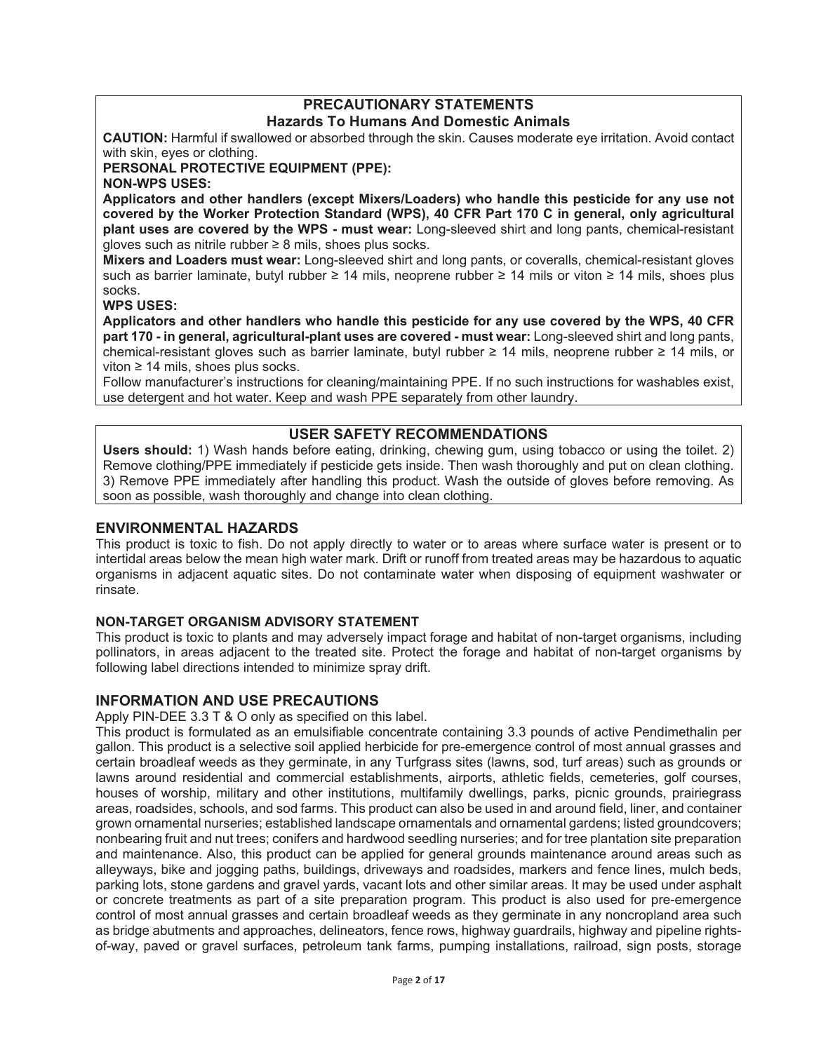## PRECAUTIONARY STATEMENTS

### Hazards To Humans And Domestic Animals

**CAUTION:** Harmful if swallowed or absorbed through the skin. Causes moderate eye irritation. Avoid contact with skin, eyes or clothing.

**PERSONAL PROTECTIVE EQUIPMENT (PPE):**

**NON-WPS USES:**

**Applicators and other handlers (except Mixers/Loaders) who handle this pesticide for any use not covered by the Worker Protection Standard (WPS), 40 CFR Part 170 C in general, only agricultural plant uses are covered by the WPS - must wear:** Long-sleeved shirt and long pants, chemical-resistant gloves such as nitrile rubber ≥ 8 mils, shoes plus socks.

**Mixers and Loaders must wear:** Long-sleeved shirt and long pants, or coveralls, chemical-resistant gloves such as barrier laminate, butyl rubber ≥ 14 mils, neoprene rubber ≥ 14 mils or viton ≥ 14 mils, shoes plus socks.

**WPS USES:**

**Applicators and other handlers who handle this pesticide for any use covered by the WPS, 40 CFR part 170 - in general, agricultural-plant uses are covered - must wear:** Long-sleeved shirt and long pants, chemical-resistant gloves such as barrier laminate, butyl rubber ≥ 14 mils, neoprene rubber ≥ 14 mils, or viton ≥ 14 mils, shoes plus socks.

Follow manufacturer's instructions for cleaning/maintaining PPE. If no such instructions for washables exist, use detergent and hot water. Keep and wash PPE separately from other laundry.

## USER SAFETY RECOMMENDATIONS

**Users should:** 1) Wash hands before eating, drinking, chewing gum, using tobacco or using the toilet. 2) Remove clothing/PPE immediately if pesticide gets inside. Then wash thoroughly and put on clean clothing. 3) Remove PPE immediately after handling this product. Wash the outside of gloves before removing. As soon as possible, wash thoroughly and change into clean clothing.

## ENVIRONMENTAL HAZARDS

This product is toxic to fish. Do not apply directly to water or to areas where surface water is present or to intertidal areas below the mean high water mark. Drift or runoff from treated areas may be hazardous to aquatic organisms in adjacent aquatic sites. Do not contaminate water when disposing of equipment washwater or rinsate.

### NON-TARGET ORGANISM ADVISORY STATEMENT

This product is toxic to plants and may adversely impact forage and habitat of non-target organisms, including pollinators, in areas adjacent to the treated site. Protect the forage and habitat of non-target organisms by following label directions intended to minimize spray drift.

## INFORMATION AND USE PRECAUTIONS

Apply PIN-DEE 3.3 T & O only as specified on this label.

This product is formulated as an emulsifiable concentrate containing 3.3 pounds of active Pendimethalin per gallon. This product is a selective soil applied herbicide for pre-emergence control of most annual grasses and certain broadleaf weeds as they germinate, in any Turfgrass sites (lawns, sod, turf areas) such as grounds or lawns around residential and commercial establishments, airports, athletic fields, cemeteries, golf courses, houses of worship, military and other institutions, multifamily dwellings, parks, picnic grounds, prairiegrass areas, roadsides, schools, and sod farms. This product can also be used in and around field, liner, and container grown ornamental nurseries; established landscape ornamentals and ornamental gardens; listed groundcovers; nonbearing fruit and nut trees; conifers and hardwood seedling nurseries; and for tree plantation site preparation and maintenance. Also, this product can be applied for general grounds maintenance around areas such as alleyways, bike and jogging paths, buildings, driveways and roadsides, markers and fence lines, mulch beds, parking lots, stone gardens and gravel yards, vacant lots and other similar areas. It may be used under asphalt or concrete treatments as part of a site preparation program. This product is also used for pre-emergence control of most annual grasses and certain broadleaf weeds as they germinate in any noncropland area such as bridge abutments and approaches, delineators, fence rows, highway guardrails, highway and pipeline rights-of-way, paved or gravel surfaces, petroleum tank farms, pumping installations, railroad, sign posts, storage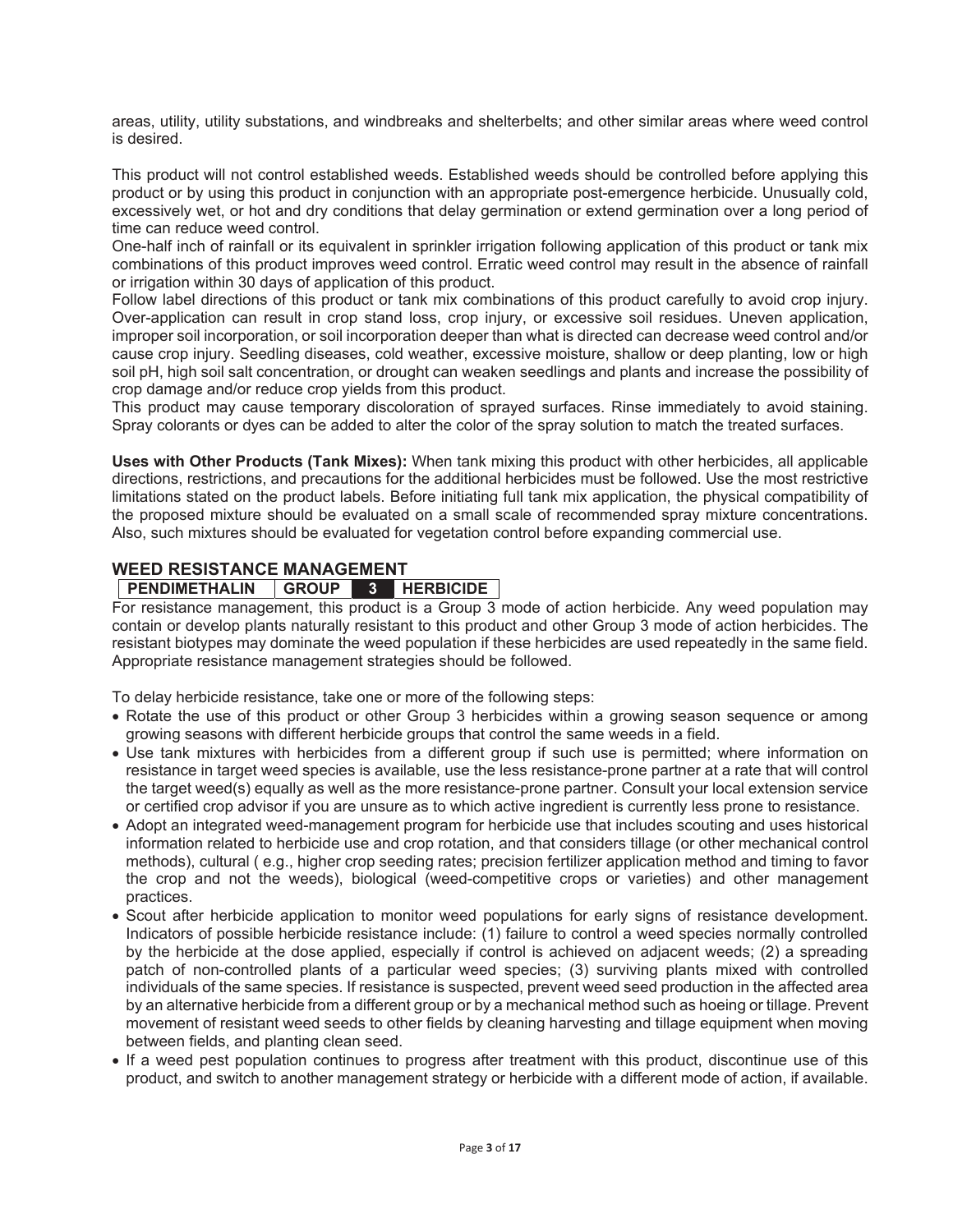areas, utility, utility substations, and windbreaks and shelterbelts; and other similar areas where weed control is desired.

This product will not control established weeds. Established weeds should be controlled before applying this product or by using this product in conjunction with an appropriate post-emergence herbicide. Unusually cold, excessively wet, or hot and dry conditions that delay germination or extend germination over a long period of time can reduce weed control.

One-half inch of rainfall or its equivalent in sprinkler irrigation following application of this product or tank mix combinations of this product improves weed control. Erratic weed control may result in the absence of rainfall or irrigation within 30 days of application of this product.

Follow label directions of this product or tank mix combinations of this product carefully to avoid crop injury. Over-application can result in crop stand loss, crop injury, or excessive soil residues. Uneven application, improper soil incorporation, or soil incorporation deeper than what is directed can decrease weed control and/or cause crop injury. Seedling diseases, cold weather, excessive moisture, shallow or deep planting, low or high soil pH, high soil salt concentration, or drought can weaken seedlings and plants and increase the possibility of crop damage and/or reduce crop yields from this product.

This product may cause temporary discoloration of sprayed surfaces. Rinse immediately to avoid staining. Spray colorants or dyes can be added to alter the color of the spray solution to match the treated surfaces.

**Uses with Other Products (Tank Mixes):** When tank mixing this product with other herbicides, all applicable directions, restrictions, and precautions for the additional herbicides must be followed. Use the most restrictive limitations stated on the product labels. Before initiating full tank mix application, the physical compatibility of the proposed mixture should be evaluated on a small scale of recommended spray mixture concentrations. Also, such mixtures should be evaluated for vegetation control before expanding commercial use.

## WEED RESISTANCE MANAGEMENT

| PENDIMETHALIN | GROUP | 3 | HERBICIDE |
|---|---|---|---|

For resistance management, this product is a Group 3 mode of action herbicide. Any weed population may contain or develop plants naturally resistant to this product and other Group 3 mode of action herbicides. The resistant biotypes may dominate the weed population if these herbicides are used repeatedly in the same field. Appropriate resistance management strategies should be followed.

To delay herbicide resistance, take one or more of the following steps:

- Rotate the use of this product or other Group 3 herbicides within a growing season sequence or among growing seasons with different herbicide groups that control the same weeds in a field.
- Use tank mixtures with herbicides from a different group if such use is permitted; where information on resistance in target weed species is available, use the less resistance-prone partner at a rate that will control the target weed(s) equally as well as the more resistance-prone partner. Consult your local extension service or certified crop advisor if you are unsure as to which active ingredient is currently less prone to resistance.
- Adopt an integrated weed-management program for herbicide use that includes scouting and uses historical information related to herbicide use and crop rotation, and that considers tillage (or other mechanical control methods), cultural ( e.g., higher crop seeding rates; precision fertilizer application method and timing to favor the crop and not the weeds), biological (weed-competitive crops or varieties) and other management practices.
- Scout after herbicide application to monitor weed populations for early signs of resistance development. Indicators of possible herbicide resistance include: (1) failure to control a weed species normally controlled by the herbicide at the dose applied, especially if control is achieved on adjacent weeds; (2) a spreading patch of non-controlled plants of a particular weed species; (3) surviving plants mixed with controlled individuals of the same species. If resistance is suspected, prevent weed seed production in the affected area by an alternative herbicide from a different group or by a mechanical method such as hoeing or tillage. Prevent movement of resistant weed seeds to other fields by cleaning harvesting and tillage equipment when moving between fields, and planting clean seed.
- If a weed pest population continues to progress after treatment with this product, discontinue use of this product, and switch to another management strategy or herbicide with a different mode of action, if available.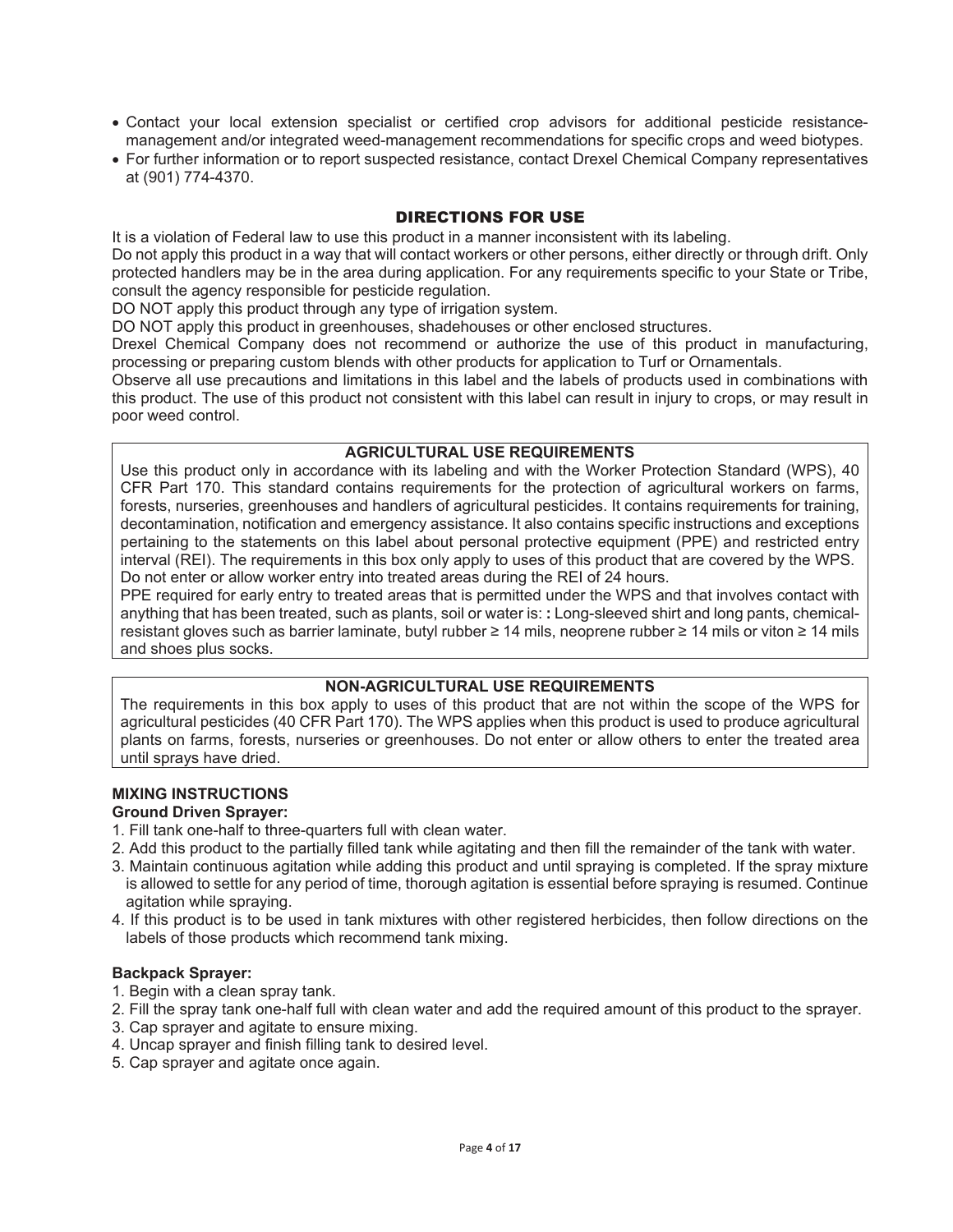- Contact your local extension specialist or certified crop advisors for additional pesticide resistance-management and/or integrated weed-management recommendations for specific crops and weed biotypes.
- For further information or to report suspected resistance, contact Drexel Chemical Company representatives at (901) 774-4370.

## DIRECTIONS FOR USE

It is a violation of Federal law to use this product in a manner inconsistent with its labeling.

Do not apply this product in a way that will contact workers or other persons, either directly or through drift. Only protected handlers may be in the area during application. For any requirements specific to your State or Tribe, consult the agency responsible for pesticide regulation.

DO NOT apply this product through any type of irrigation system.

DO NOT apply this product in greenhouses, shadehouses or other enclosed structures.

Drexel Chemical Company does not recommend or authorize the use of this product in manufacturing, processing or preparing custom blends with other products for application to Turf or Ornamentals.

Observe all use precautions and limitations in this label and the labels of products used in combinations with this product. The use of this product not consistent with this label can result in injury to crops, or may result in poor weed control.

### AGRICULTURAL USE REQUIREMENTS

Use this product only in accordance with its labeling and with the Worker Protection Standard (WPS), 40 CFR Part 170. This standard contains requirements for the protection of agricultural workers on farms, forests, nurseries, greenhouses and handlers of agricultural pesticides. It contains requirements for training, decontamination, notification and emergency assistance. It also contains specific instructions and exceptions pertaining to the statements on this label about personal protective equipment (PPE) and restricted entry interval (REI). The requirements in this box only apply to uses of this product that are covered by the WPS.

Do not enter or allow worker entry into treated areas during the REI of 24 hours.

PPE required for early entry to treated areas that is permitted under the WPS and that involves contact with anything that has been treated, such as plants, soil or water is: **:** Long-sleeved shirt and long pants, chemical-resistant gloves such as barrier laminate, butyl rubber ≥ 14 mils, neoprene rubber ≥ 14 mils or viton ≥ 14 mils and shoes plus socks.

### NON-AGRICULTURAL USE REQUIREMENTS

The requirements in this box apply to uses of this product that are not within the scope of the WPS for agricultural pesticides (40 CFR Part 170). The WPS applies when this product is used to produce agricultural plants on farms, forests, nurseries or greenhouses. Do not enter or allow others to enter the treated area until sprays have dried.

### MIXING INSTRUCTIONS

**Ground Driven Sprayer:**

1. Fill tank one-half to three-quarters full with clean water.
2. Add this product to the partially filled tank while agitating and then fill the remainder of the tank with water.
3. Maintain continuous agitation while adding this product and until spraying is completed. If the spray mixture is allowed to settle for any period of time, thorough agitation is essential before spraying is resumed. Continue agitation while spraying.
4. If this product is to be used in tank mixtures with other registered herbicides, then follow directions on the labels of those products which recommend tank mixing.

**Backpack Sprayer:**

1. Begin with a clean spray tank.
2. Fill the spray tank one-half full with clean water and add the required amount of this product to the sprayer.
3. Cap sprayer and agitate to ensure mixing.
4. Uncap sprayer and finish filling tank to desired level.
5. Cap sprayer and agitate once again.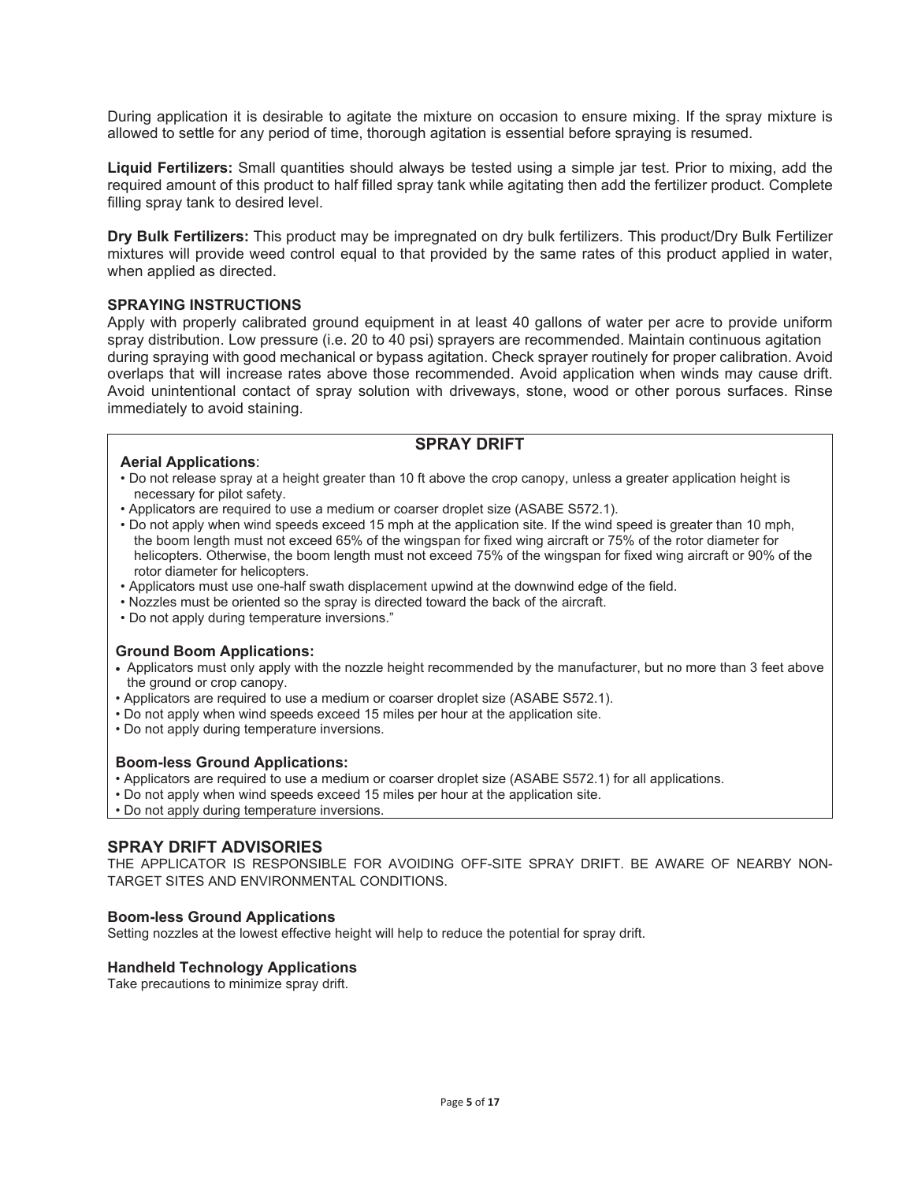During application it is desirable to agitate the mixture on occasion to ensure mixing. If the spray mixture is allowed to settle for any period of time, thorough agitation is essential before spraying is resumed.

**Liquid Fertilizers:** Small quantities should always be tested using a simple jar test. Prior to mixing, add the required amount of this product to half filled spray tank while agitating then add the fertilizer product. Complete filling spray tank to desired level.

**Dry Bulk Fertilizers:** This product may be impregnated on dry bulk fertilizers. This product/Dry Bulk Fertilizer mixtures will provide weed control equal to that provided by the same rates of this product applied in water, when applied as directed.

### SPRAYING INSTRUCTIONS

Apply with properly calibrated ground equipment in at least 40 gallons of water per acre to provide uniform spray distribution. Low pressure (i.e. 20 to 40 psi) sprayers are recommended. Maintain continuous agitation during spraying with good mechanical or bypass agitation. Check sprayer routinely for proper calibration. Avoid overlaps that will increase rates above those recommended. Avoid application when winds may cause drift. Avoid unintentional contact of spray solution with driveways, stone, wood or other porous surfaces. Rinse immediately to avoid staining.

### SPRAY DRIFT

**Aerial Applications**:

- Do not release spray at a height greater than 10 ft above the crop canopy, unless a greater application height is necessary for pilot safety.
- Applicators are required to use a medium or coarser droplet size (ASABE S572.1).
- Do not apply when wind speeds exceed 15 mph at the application site. If the wind speed is greater than 10 mph, the boom length must not exceed 65% of the wingspan for fixed wing aircraft or 75% of the rotor diameter for helicopters. Otherwise, the boom length must not exceed 75% of the wingspan for fixed wing aircraft or 90% of the rotor diameter for helicopters.
- Applicators must use one-half swath displacement upwind at the downwind edge of the field.
- Nozzles must be oriented so the spray is directed toward the back of the aircraft.
- Do not apply during temperature inversions."

**Ground Boom Applications:**

- Applicators must only apply with the nozzle height recommended by the manufacturer, but no more than 3 feet above the ground or crop canopy.
- Applicators are required to use a medium or coarser droplet size (ASABE S572.1).
- Do not apply when wind speeds exceed 15 miles per hour at the application site.
- Do not apply during temperature inversions.

**Boom-less Ground Applications:**

- Applicators are required to use a medium or coarser droplet size (ASABE S572.1) for all applications.
- Do not apply when wind speeds exceed 15 miles per hour at the application site.
- Do not apply during temperature inversions.

### SPRAY DRIFT ADVISORIES

THE APPLICATOR IS RESPONSIBLE FOR AVOIDING OFF-SITE SPRAY DRIFT. BE AWARE OF NEARBY NON-TARGET SITES AND ENVIRONMENTAL CONDITIONS.

**Boom-less Ground Applications**

Setting nozzles at the lowest effective height will help to reduce the potential for spray drift.

**Handheld Technology Applications**

Take precautions to minimize spray drift.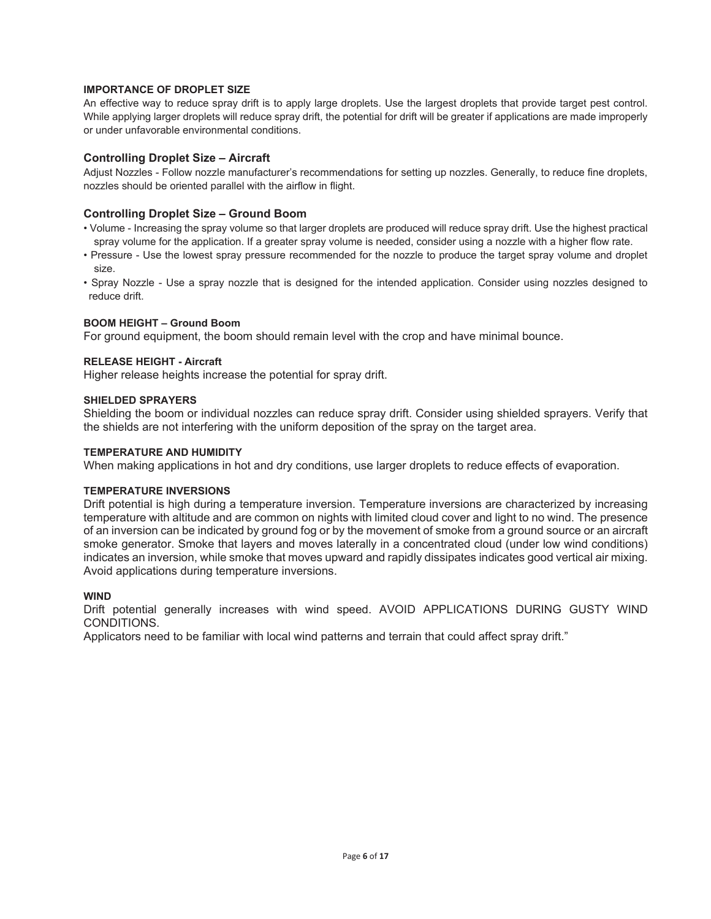#### IMPORTANCE OF DROPLET SIZE

An effective way to reduce spray drift is to apply large droplets. Use the largest droplets that provide target pest control. While applying larger droplets will reduce spray drift, the potential for drift will be greater if applications are made improperly or under unfavorable environmental conditions.

### Controlling Droplet Size – Aircraft

Adjust Nozzles - Follow nozzle manufacturer's recommendations for setting up nozzles. Generally, to reduce fine droplets, nozzles should be oriented parallel with the airflow in flight.

### Controlling Droplet Size – Ground Boom

- Volume - Increasing the spray volume so that larger droplets are produced will reduce spray drift. Use the highest practical spray volume for the application. If a greater spray volume is needed, consider using a nozzle with a higher flow rate.
- Pressure - Use the lowest spray pressure recommended for the nozzle to produce the target spray volume and droplet size.
- Spray Nozzle - Use a spray nozzle that is designed for the intended application. Consider using nozzles designed to reduce drift.

#### BOOM HEIGHT – Ground Boom

For ground equipment, the boom should remain level with the crop and have minimal bounce.

#### RELEASE HEIGHT - Aircraft

Higher release heights increase the potential for spray drift.

#### SHIELDED SPRAYERS

Shielding the boom or individual nozzles can reduce spray drift. Consider using shielded sprayers. Verify that the shields are not interfering with the uniform deposition of the spray on the target area.

#### TEMPERATURE AND HUMIDITY

When making applications in hot and dry conditions, use larger droplets to reduce effects of evaporation.

#### TEMPERATURE INVERSIONS

Drift potential is high during a temperature inversion. Temperature inversions are characterized by increasing temperature with altitude and are common on nights with limited cloud cover and light to no wind. The presence of an inversion can be indicated by ground fog or by the movement of smoke from a ground source or an aircraft smoke generator. Smoke that layers and moves laterally in a concentrated cloud (under low wind conditions) indicates an inversion, while smoke that moves upward and rapidly dissipates indicates good vertical air mixing. Avoid applications during temperature inversions.

#### WIND

Drift potential generally increases with wind speed. AVOID APPLICATIONS DURING GUSTY WIND CONDITIONS.

Applicators need to be familiar with local wind patterns and terrain that could affect spray drift."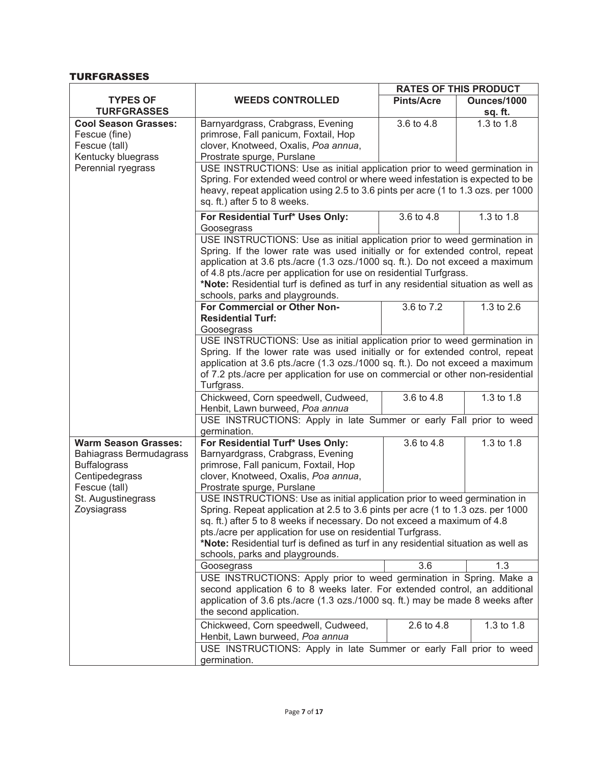## TURFGRASSES

| TYPES OF TURFGRASSES | WEEDS CONTROLLED | RATES OF THIS PRODUCT | |
|---|---|---|---|
| | | **Pints/Acre** | **Ounces/1000 sq. ft.** |
| **Cool Season Grasses:** Fescue (fine), Fescue (tall), Kentucky bluegrass, Perennial ryegrass | Barnyardgrass, Crabgrass, Evening primrose, Fall panicum, Foxtail, Hop clover, Knotweed, Oxalis, *Poa annua*, Prostrate spurge, Purslane | 3.6 to 4.8 | 1.3 to 1.8 |
| | USE INSTRUCTIONS: Use as initial application prior to weed germination in Spring. For extended weed control or where weed infestation is expected to be heavy, repeat application using 2.5 to 3.6 pints per acre (1 to 1.3 ozs. per 1000 sq. ft.) after 5 to 8 weeks. | | |
| | **For Residential Turf\* Uses Only:** Goosegrass | 3.6 to 4.8 | 1.3 to 1.8 |
| | USE INSTRUCTIONS: Use as initial application prior to weed germination in Spring. If the lower rate was used initially or for extended control, repeat application at 3.6 pts./acre (1.3 ozs./1000 sq. ft.). Do not exceed a maximum of 4.8 pts./acre per application for use on residential Turfgrass. **\*Note:** Residential turf is defined as turf in any residential situation as well as schools, parks and playgrounds. | | |
| | **For Commercial or Other Non-Residential Turf:** Goosegrass | 3.6 to 7.2 | 1.3 to 2.6 |
| | USE INSTRUCTIONS: Use as initial application prior to weed germination in Spring. If the lower rate was used initially or for extended control, repeat application at 3.6 pts./acre (1.3 ozs./1000 sq. ft.). Do not exceed a maximum of 7.2 pts./acre per application for use on commercial or other non-residential Turfgrass. | | |
| | Chickweed, Corn speedwell, Cudweed, Henbit, Lawn burweed, *Poa annua* | 3.6 to 4.8 | 1.3 to 1.8 |
| | USE INSTRUCTIONS: Apply in late Summer or early Fall prior to weed germination. | | |
| **Warm Season Grasses:** Bahiagrass Bermudagrass, Buffalograss, Centipedegrass, Fescue (tall), St. Augustinegrass, Zoysiagrass | **For Residential Turf\* Uses Only:** Barnyardgrass, Crabgrass, Evening primrose, Fall panicum, Foxtail, Hop clover, Knotweed, Oxalis, *Poa annua*, Prostrate spurge, Purslane | 3.6 to 4.8 | 1.3 to 1.8 |
| | USE INSTRUCTIONS: Use as initial application prior to weed germination in Spring. Repeat application at 2.5 to 3.6 pints per acre (1 to 1.3 ozs. per 1000 sq. ft.) after 5 to 8 weeks if necessary. Do not exceed a maximum of 4.8 pts./acre per application for use on residential Turfgrass. **\*Note:** Residential turf is defined as turf in any residential situation as well as schools, parks and playgrounds. | | |
| | Goosegrass | 3.6 | 1.3 |
| | USE INSTRUCTIONS: Apply prior to weed germination in Spring. Make a second application 6 to 8 weeks later. For extended control, an additional application of 3.6 pts./acre (1.3 ozs./1000 sq. ft.) may be made 8 weeks after the second application. | | |
| | Chickweed, Corn speedwell, Cudweed, Henbit, Lawn burweed, *Poa annua* | 2.6 to 4.8 | 1.3 to 1.8 |
| | USE INSTRUCTIONS: Apply in late Summer or early Fall prior to weed germination. | | |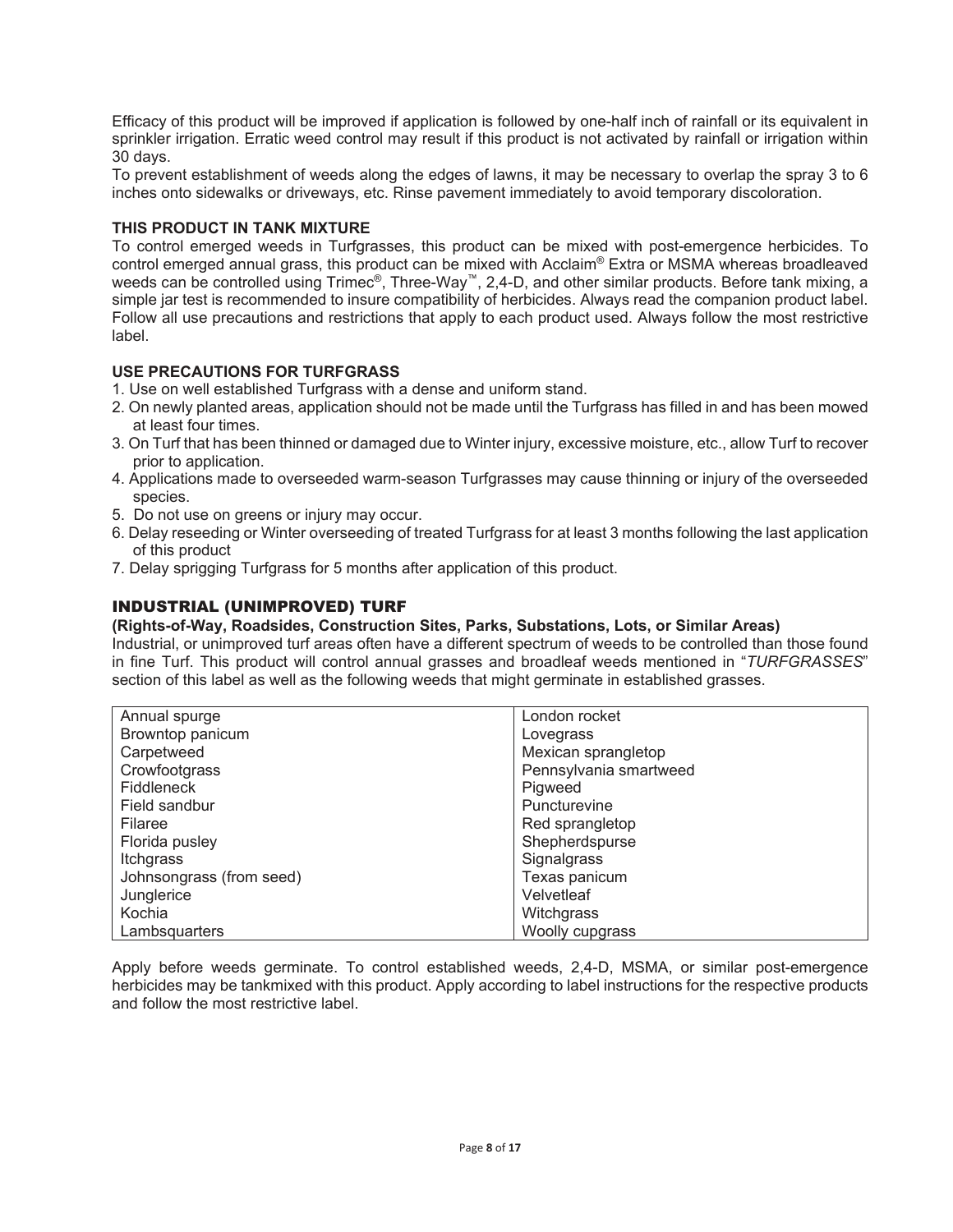Efficacy of this product will be improved if application is followed by one-half inch of rainfall or its equivalent in sprinkler irrigation. Erratic weed control may result if this product is not activated by rainfall or irrigation within 30 days.

To prevent establishment of weeds along the edges of lawns, it may be necessary to overlap the spray 3 to 6 inches onto sidewalks or driveways, etc. Rinse pavement immediately to avoid temporary discoloration.

**THIS PRODUCT IN TANK MIXTURE**

To control emerged weeds in Turfgrasses, this product can be mixed with post-emergence herbicides. To control emerged annual grass, this product can be mixed with Acclaim® Extra or MSMA whereas broadleaved weeds can be controlled using Trimec®, Three-Way™, 2,4-D, and other similar products. Before tank mixing, a simple jar test is recommended to insure compatibility of herbicides. Always read the companion product label. Follow all use precautions and restrictions that apply to each product used. Always follow the most restrictive label.

**USE PRECAUTIONS FOR TURFGRASS**

1. Use on well established Turfgrass with a dense and uniform stand.
2. On newly planted areas, application should not be made until the Turfgrass has filled in and has been mowed at least four times.
3. On Turf that has been thinned or damaged due to Winter injury, excessive moisture, etc., allow Turf to recover prior to application.
4. Applications made to overseeded warm-season Turfgrasses may cause thinning or injury of the overseeded species.
5. Do not use on greens or injury may occur.
6. Delay reseeding or Winter overseeding of treated Turfgrass for at least 3 months following the last application of this product
7. Delay sprigging Turfgrass for 5 months after application of this product.

## INDUSTRIAL (UNIMPROVED) TURF

**(Rights-of-Way, Roadsides, Construction Sites, Parks, Substations, Lots, or Similar Areas)**

Industrial, or unimproved turf areas often have a different spectrum of weeds to be controlled than those found in fine Turf. This product will control annual grasses and broadleaf weeds mentioned in "*TURFGRASSES*" section of this label as well as the following weeds that might germinate in established grasses.

| | |
|---|---|
| Annual spurge | London rocket |
| Browntop panicum | Lovegrass |
| Carpetweed | Mexican sprangletop |
| Crowfootgrass | Pennsylvania smartweed |
| Fiddleneck | Pigweed |
| Field sandbur | Puncturevine |
| Filaree | Red sprangletop |
| Florida pusley | Shepherdspurse |
| Itchgrass | Signalgrass |
| Johnsongrass (from seed) | Texas panicum |
| Junglerice | Velvetleaf |
| Kochia | Witchgrass |
| Lambsquarters | Woolly cupgrass |

Apply before weeds germinate. To control established weeds, 2,4-D, MSMA, or similar post-emergence herbicides may be tankmixed with this product. Apply according to label instructions for the respective products and follow the most restrictive label.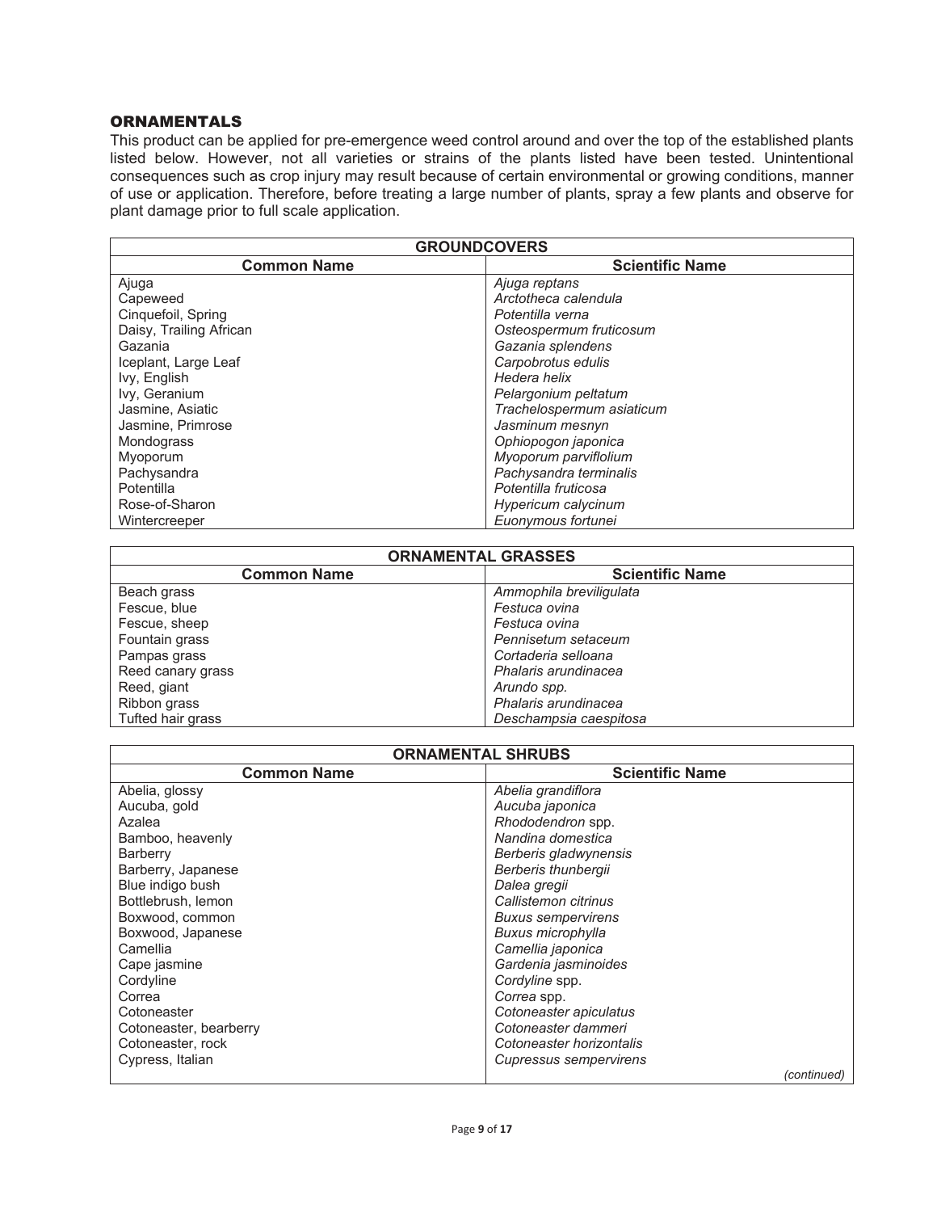## ORNAMENTALS

This product can be applied for pre-emergence weed control around and over the top of the established plants listed below. However, not all varieties or strains of the plants listed have been tested. Unintentional consequences such as crop injury may result because of certain environmental or growing conditions, manner of use or application. Therefore, before treating a large number of plants, spray a few plants and observe for plant damage prior to full scale application.

| GROUNDCOVERS | |
|---|---|
| **Common Name** | **Scientific Name** |
| Ajuga | *Ajuga reptans* |
| Capeweed | *Arctotheca calendula* |
| Cinquefoil, Spring | *Potentilla verna* |
| Daisy, Trailing African | *Osteospermum fruticosum* |
| Gazania | *Gazania splendens* |
| Iceplant, Large Leaf | *Carpobrotus edulis* |
| Ivy, English | *Hedera helix* |
| Ivy, Geranium | *Pelargonium peltatum* |
| Jasmine, Asiatic | *Trachelospermum asiaticum* |
| Jasmine, Primrose | *Jasminum mesnyn* |
| Mondograss | *Ophiopogon japonica* |
| Myoporum | *Myoporum parviflolium* |
| Pachysandra | *Pachysandra terminalis* |
| Potentilla | *Potentilla fruticosa* |
| Rose-of-Sharon | *Hypericum calycinum* |
| Wintercreeper | *Euonymous fortunei* |

| ORNAMENTAL GRASSES | |
|---|---|
| **Common Name** | **Scientific Name** |
| Beach grass | *Ammophila breviligulata* |
| Fescue, blue | *Festuca ovina* |
| Fescue, sheep | *Festuca ovina* |
| Fountain grass | *Pennisetum setaceum* |
| Pampas grass | *Cortaderia selloana* |
| Reed canary grass | *Phalaris arundinacea* |
| Reed, giant | *Arundo spp.* |
| Ribbon grass | *Phalaris arundinacea* |
| Tufted hair grass | *Deschampsia caespitosa* |

| ORNAMENTAL SHRUBS | |
|---|---|
| **Common Name** | **Scientific Name** |
| Abelia, glossy | *Abelia grandiflora* |
| Aucuba, gold | *Aucuba japonica* |
| Azalea | *Rhododendron* spp. |
| Bamboo, heavenly | *Nandina domestica* |
| Barberry | *Berberis gladwynensis* |
| Barberry, Japanese | *Berberis thunbergii* |
| Blue indigo bush | *Dalea gregii* |
| Bottlebrush, lemon | *Callistemon citrinus* |
| Boxwood, common | *Buxus sempervirens* |
| Boxwood, Japanese | *Buxus microphylla* |
| Camellia | *Camellia japonica* |
| Cape jasmine | *Gardenia jasminoides* |
| Cordyline | *Cordyline* spp. |
| Correa | *Correa* spp. |
| Cotoneaster | *Cotoneaster apiculatus* |
| Cotoneaster, bearberry | *Cotoneaster dammeri* |
| Cotoneaster, rock | *Cotoneaster horizontalis* |
| Cypress, Italian | *Cupressus sempervirens* |

*(continued)*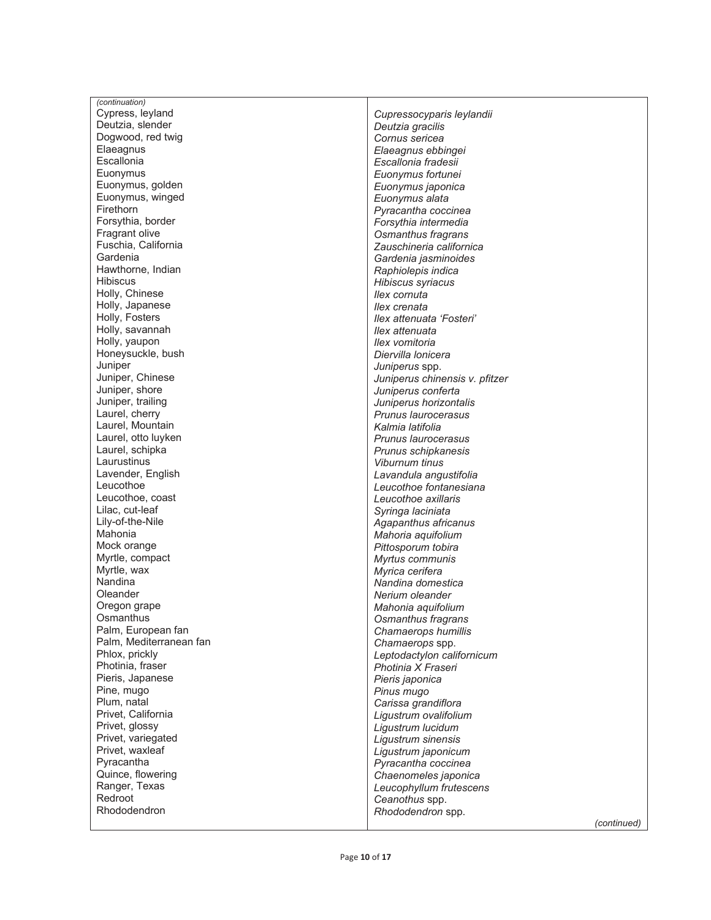*(continuation)*

| | |
|---|---|
| Cypress, leyland | *Cupressocyparis leylandii* |
| Deutzia, slender | *Deutzia gracilis* |
| Dogwood, red twig | *Cornus sericea* |
| Elaeagnus | *Elaeagnus ebbingei* |
| Escallonia | *Escallonia fradesii* |
| Euonymus | *Euonymus fortunei* |
| Euonymus, golden | *Euonymus japonica* |
| Euonymus, winged | *Euonymus alata* |
| Firethorn | *Pyracantha coccinea* |
| Forsythia, border | *Forsythia intermedia* |
| Fragrant olive | *Osmanthus fragrans* |
| Fuschia, California | *Zauschineria californica* |
| Gardenia | *Gardenia jasminoides* |
| Hawthorne, Indian | *Raphiolepis indica* |
| Hibiscus | *Hibiscus syriacus* |
| Holly, Chinese | *Ilex cornuta* |
| Holly, Japanese | *Ilex crenata* |
| Holly, Fosters | *Ilex attenuata 'Fosteri'* |
| Holly, savannah | *Ilex attenuata* |
| Holly, yaupon | *Ilex vomitoria* |
| Honeysuckle, bush | *Diervilla lonicera* |
| Juniper | *Juniperus* spp. |
| Juniper, Chinese | *Juniperus chinensis v. pfitzer* |
| Juniper, shore | *Juniperus conferta* |
| Juniper, trailing | *Juniperus horizontalis* |
| Laurel, cherry | *Prunus laurocerasus* |
| Laurel, Mountain | *Kalmia latifolia* |
| Laurel, otto luyken | *Prunus laurocerasus* |
| Laurel, schipka | *Prunus schipkanesis* |
| Laurustinus | *Viburnum tinus* |
| Lavender, English | *Lavandula angustifolia* |
| Leucothoe | *Leucothoe fontanesiana* |
| Leucothoe, coast | *Leucothoe axillaris* |
| Lilac, cut-leaf | *Syringa laciniata* |
| Lily-of-the-Nile | *Agapanthus africanus* |
| Mahonia | *Mahoria aquifolium* |
| Mock orange | *Pittosporum tobira* |
| Myrtle, compact | *Myrtus communis* |
| Myrtle, wax | *Myrica cerifera* |
| Nandina | *Nandina domestica* |
| Oleander | *Nerium oleander* |
| Oregon grape | *Mahonia aquifolium* |
| Osmanthus | *Osmanthus fragrans* |
| Palm, European fan | *Chamaerops humillis* |
| Palm, Mediterranean fan | *Chamaerops* spp. |
| Phlox, prickly | *Leptodactylon californicum* |
| Photinia, fraser | *Photinia X Fraseri* |
| Pieris, Japanese | *Pieris japonica* |
| Pine, mugo | *Pinus mugo* |
| Plum, natal | *Carissa grandiflora* |
| Privet, California | *Ligustrum ovalifolium* |
| Privet, glossy | *Ligustrum lucidum* |
| Privet, variegated | *Ligustrum sinensis* |
| Privet, waxleaf | *Ligustrum japonicum* |
| Pyracantha | *Pyracantha coccinea* |
| Quince, flowering | *Chaenomeles japonica* |
| Ranger, Texas | *Leucophyllum frutescens* |
| Redroot | *Ceanothus* spp. |
| Rhododendron | *Rhododendron* spp. |

*(continued)*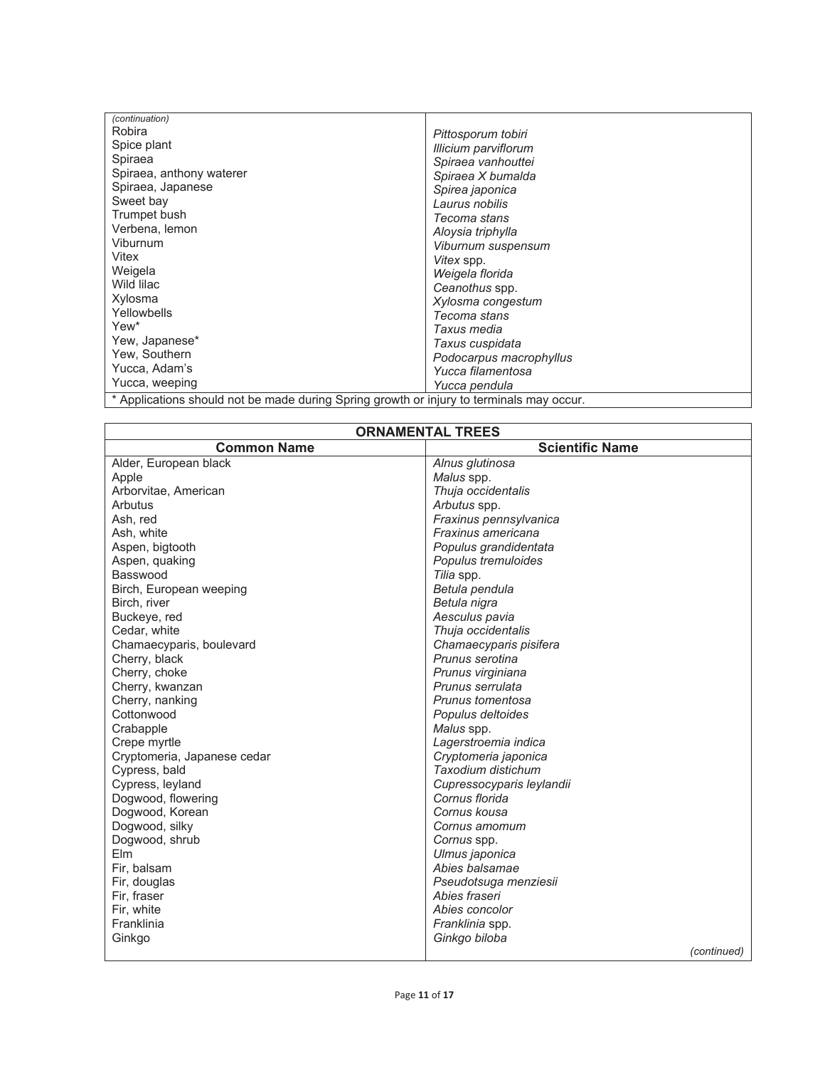| *(continuation)* | |
|---|---|
| Robira | *Pittosporum tobiri* |
| Spice plant | *Illicium parviflorum* |
| Spiraea | *Spiraea vanhouttei* |
| Spiraea, anthony waterer | *Spiraea X bumalda* |
| Spiraea, Japanese | *Spirea japonica* |
| Sweet bay | *Laurus nobilis* |
| Trumpet bush | *Tecoma stans* |
| Verbena, lemon | *Aloysia triphylla* |
| Viburnum | *Viburnum suspensum* |
| Vitex | *Vitex* spp. |
| Weigela | *Weigela florida* |
| Wild lilac | *Ceanothus* spp. |
| Xylosma | *Xylosma congestum* |
| Yellowbells | *Tecoma stans* |
| Yew* | *Taxus media* |
| Yew, Japanese* | *Taxus cuspidata* |
| Yew, Southern | *Podocarpus macrophyllus* |
| Yucca, Adam's | *Yucca filamentosa* |
| Yucca, weeping | *Yucca pendula* |

* Applications should not be made during Spring growth or injury to terminals may occur.

| **ORNAMENTAL TREES** | |
|---|---|
| **Common Name** | **Scientific Name** |
| Alder, European black | *Alnus glutinosa* |
| Apple | *Malus* spp. |
| Arborvitae, American | *Thuja occidentalis* |
| Arbutus | *Arbutus* spp. |
| Ash, red | *Fraxinus pennsylvanica* |
| Ash, white | *Fraxinus americana* |
| Aspen, bigtooth | *Populus grandidentata* |
| Aspen, quaking | *Populus tremuloides* |
| Basswood | *Tilia* spp. |
| Birch, European weeping | *Betula pendula* |
| Birch, river | *Betula nigra* |
| Buckeye, red | *Aesculus pavia* |
| Cedar, white | *Thuja occidentalis* |
| Chamaecyparis, boulevard | *Chamaecyparis pisifera* |
| Cherry, black | *Prunus serotina* |
| Cherry, choke | *Prunus virginiana* |
| Cherry, kwanzan | *Prunus serrulata* |
| Cherry, nanking | *Prunus tomentosa* |
| Cottonwood | *Populus deltoides* |
| Crabapple | *Malus* spp. |
| Crepe myrtle | *Lagerstroemia indica* |
| Cryptomeria, Japanese cedar | *Cryptomeria japonica* |
| Cypress, bald | *Taxodium distichum* |
| Cypress, leyland | *Cupressocyparis leylandii* |
| Dogwood, flowering | *Cornus florida* |
| Dogwood, Korean | *Cornus kousa* |
| Dogwood, silky | *Cornus amomum* |
| Dogwood, shrub | *Cornus* spp. |
| Elm | *Ulmus japonica* |
| Fir, balsam | *Abies balsamae* |
| Fir, douglas | *Pseudotsuga menziesii* |
| Fir, fraser | *Abies fraseri* |
| Fir, white | *Abies concolor* |
| Franklinia | *Franklinia* spp. |
| Ginkgo | *Ginkgo biloba* |

*(continued)*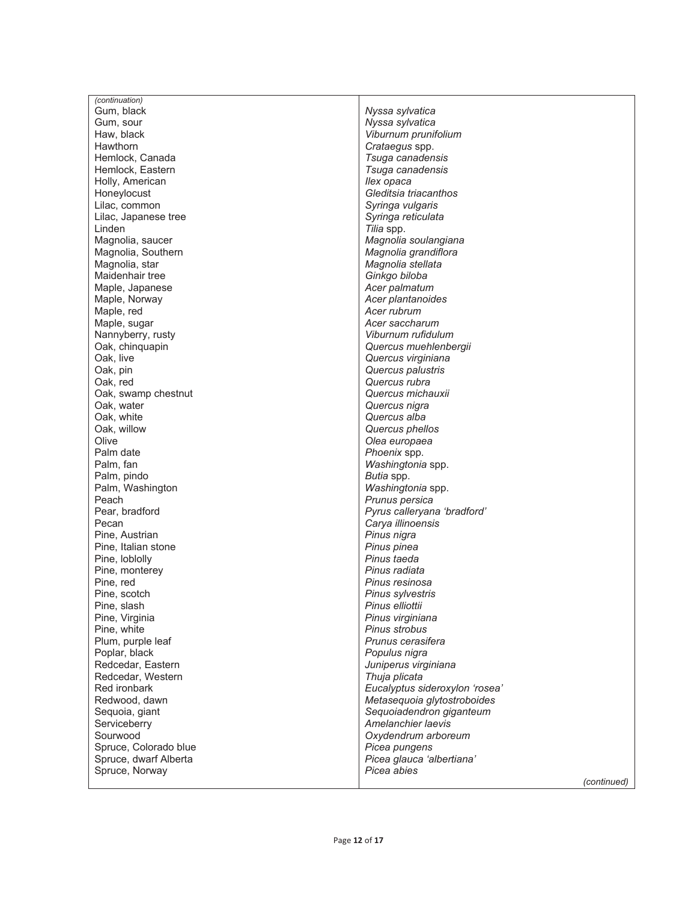| *(continuation)* | |
|---|---|
| Gum, black | *Nyssa sylvatica* |
| Gum, sour | *Nyssa sylvatica* |
| Haw, black | *Viburnum prunifolium* |
| Hawthorn | *Crataegus* spp. |
| Hemlock, Canada | *Tsuga canadensis* |
| Hemlock, Eastern | *Tsuga canadensis* |
| Holly, American | *Ilex opaca* |
| Honeylocust | *Gleditsia triacanthos* |
| Lilac, common | *Syringa vulgaris* |
| Lilac, Japanese tree | *Syringa reticulata* |
| Linden | *Tilia* spp. |
| Magnolia, saucer | *Magnolia soulangiana* |
| Magnolia, Southern | *Magnolia grandiflora* |
| Magnolia, star | *Magnolia stellata* |
| Maidenhair tree | *Ginkgo biloba* |
| Maple, Japanese | *Acer palmatum* |
| Maple, Norway | *Acer plantanoides* |
| Maple, red | *Acer rubrum* |
| Maple, sugar | *Acer saccharum* |
| Nannyberry, rusty | *Viburnum rufidulum* |
| Oak, chinquapin | *Quercus muehlenbergii* |
| Oak, live | *Quercus virginiana* |
| Oak, pin | *Quercus palustris* |
| Oak, red | *Quercus rubra* |
| Oak, swamp chestnut | *Quercus michauxii* |
| Oak, water | *Quercus nigra* |
| Oak, white | *Quercus alba* |
| Oak, willow | *Quercus phellos* |
| Olive | *Olea europaea* |
| Palm date | *Phoenix* spp. |
| Palm, fan | *Washingtonia* spp. |
| Palm, pindo | *Butia* spp. |
| Palm, Washington | *Washingtonia* spp. |
| Peach | *Prunus persica* |
| Pear, bradford | *Pyrus calleryana 'bradford'* |
| Pecan | *Carya illinoensis* |
| Pine, Austrian | *Pinus nigra* |
| Pine, Italian stone | *Pinus pinea* |
| Pine, loblolly | *Pinus taeda* |
| Pine, monterey | *Pinus radiata* |
| Pine, red | *Pinus resinosa* |
| Pine, scotch | *Pinus sylvestris* |
| Pine, slash | *Pinus elliottii* |
| Pine, Virginia | *Pinus virginiana* |
| Pine, white | *Pinus strobus* |
| Plum, purple leaf | *Prunus cerasifera* |
| Poplar, black | *Populus nigra* |
| Redcedar, Eastern | *Juniperus virginiana* |
| Redcedar, Western | *Thuja plicata* |
| Red ironbark | *Eucalyptus sideroxylon 'rosea'* |
| Redwood, dawn | *Metasequoia glytostroboides* |
| Sequoia, giant | *Sequoiadendron giganteum* |
| Serviceberry | *Amelanchier laevis* |
| Sourwood | *Oxydendrum arboreum* |
| Spruce, Colorado blue | *Picea pungens* |
| Spruce, dwarf Alberta | *Picea glauca 'albertiana'* |
| Spruce, Norway | *Picea abies* |
| | *(continued)* |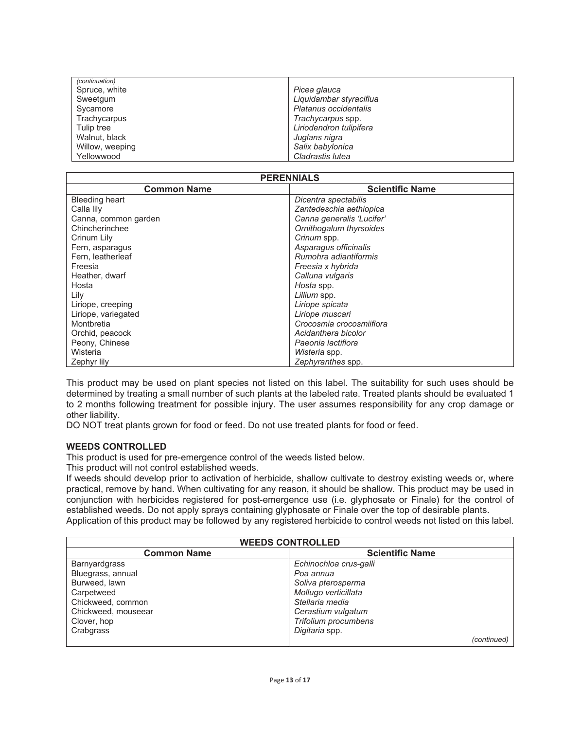| *(continuation)* | |
|---|---|
| Spruce, white | *Picea glauca* |
| Sweetgum | *Liquidambar styraciflua* |
| Sycamore | *Platanus occidentalis* |
| Trachycarpus | *Trachycarpus* spp. |
| Tulip tree | *Liriodendron tulipifera* |
| Walnut, black | *Juglans nigra* |
| Willow, weeping | *Salix babylonica* |
| Yellowwood | *Cladrastis lutea* |

| **PERENNIALS** | |
|---|---|
| **Common Name** | **Scientific Name** |
| Bleeding heart | *Dicentra spectabilis* |
| Calla lily | *Zantedeschia aethiopica* |
| Canna, common garden | *Canna generalis 'Lucifer'* |
| Chincherinchee | *Ornithogalum thyrsoides* |
| Crinum Lily | *Crinum* spp. |
| Fern, asparagus | *Asparagus officinalis* |
| Fern, leatherleaf | *Rumohra adiantiformis* |
| Freesia | *Freesia x hybrida* |
| Heather, dwarf | *Calluna vulgaris* |
| Hosta | *Hosta* spp. |
| Lily | *Lillium* spp. |
| Liriope, creeping | *Liriope spicata* |
| Liriope, variegated | *Liriope muscari* |
| Montbretia | *Crocosmia crocosmiiflora* |
| Orchid, peacock | *Acidanthera bicolor* |
| Peony, Chinese | *Paeonia lactiflora* |
| Wisteria | *Wisteria* spp. |
| Zephyr lily | *Zephyranthes* spp. |

This product may be used on plant species not listed on this label. The suitability for such uses should be determined by treating a small number of such plants at the labeled rate. Treated plants should be evaluated 1 to 2 months following treatment for possible injury. The user assumes responsibility for any crop damage or other liability.

DO NOT treat plants grown for food or feed. Do not use treated plants for food or feed.

**WEEDS CONTROLLED**

This product is used for pre-emergence control of the weeds listed below.

This product will not control established weeds.

If weeds should develop prior to activation of herbicide, shallow cultivate to destroy existing weeds or, where practical, remove by hand. When cultivating for any reason, it should be shallow. This product may be used in conjunction with herbicides registered for post-emergence use (i.e. glyphosate or Finale) for the control of established weeds. Do not apply sprays containing glyphosate or Finale over the top of desirable plants.

Application of this product may be followed by any registered herbicide to control weeds not listed on this label.

| **WEEDS CONTROLLED** | |
|---|---|
| **Common Name** | **Scientific Name** |
| Barnyardgrass | *Echinochloa crus-galli* |
| Bluegrass, annual | *Poa annua* |
| Burweed, lawn | *Soliva pterosperma* |
| Carpetweed | *Mollugo verticillata* |
| Chickweed, common | *Stellaria media* |
| Chickweed, mouseear | *Cerastium vulgatum* |
| Clover, hop | *Trifolium procumbens* |
| Crabgrass | *Digitaria* spp. |
| | *(continued)* |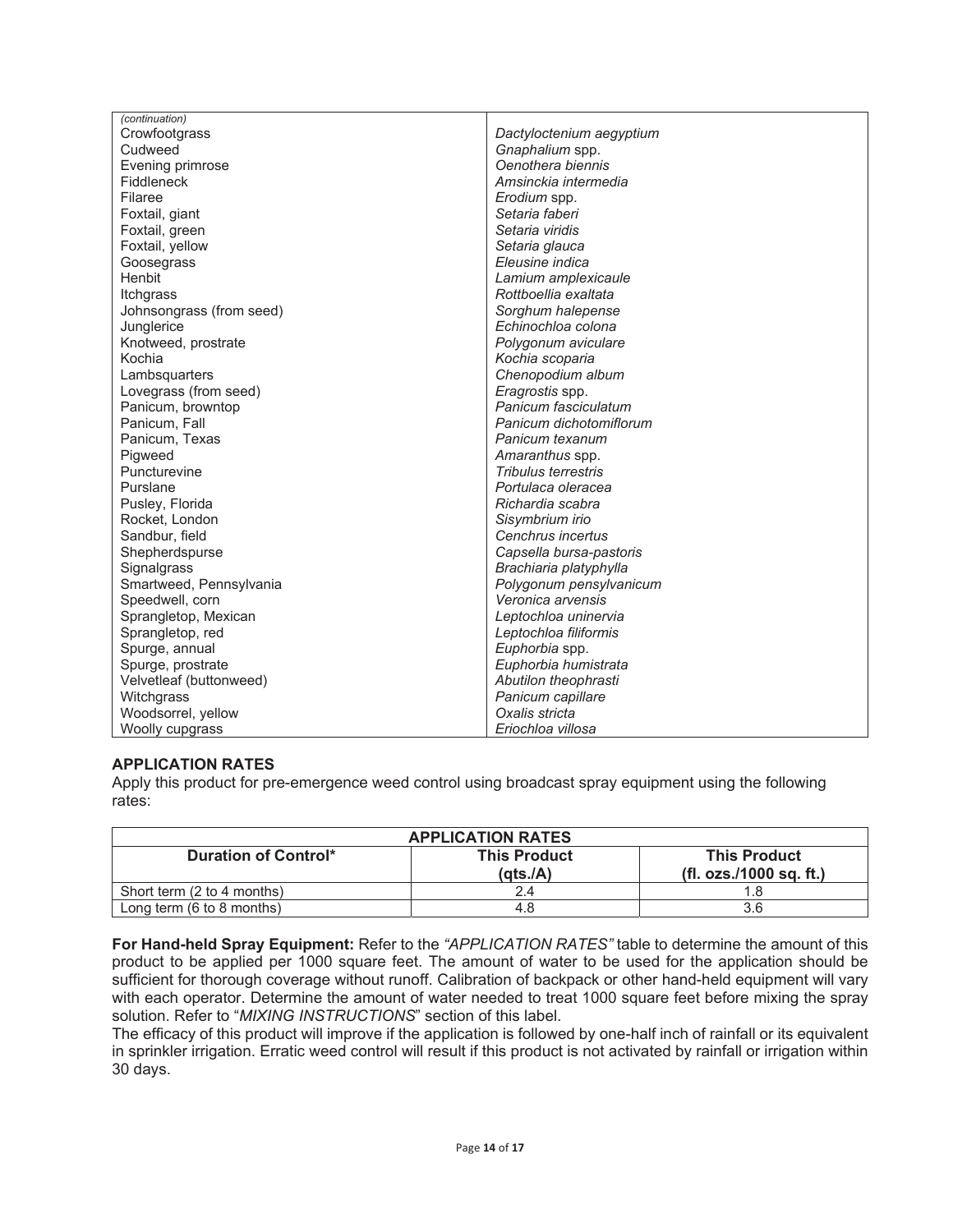| (continuation) | |
|---|---|
| Crowfootgrass | *Dactyloctenium aegyptium* |
| Cudweed | *Gnaphalium* spp. |
| Evening primrose | *Oenothera biennis* |
| Fiddleneck | *Amsinckia intermedia* |
| Filaree | *Erodium* spp. |
| Foxtail, giant | *Setaria faberi* |
| Foxtail, green | *Setaria viridis* |
| Foxtail, yellow | *Setaria glauca* |
| Goosegrass | *Eleusine indica* |
| Henbit | *Lamium amplexicaule* |
| Itchgrass | *Rottboellia exaltata* |
| Johnsongrass (from seed) | *Sorghum halepense* |
| Junglerice | *Echinochloa colona* |
| Knotweed, prostrate | *Polygonum aviculare* |
| Kochia | *Kochia scoparia* |
| Lambsquarters | *Chenopodium album* |
| Lovegrass (from seed) | *Eragrostis* spp. |
| Panicum, browntop | *Panicum fasciculatum* |
| Panicum, Fall | *Panicum dichotomiflorum* |
| Panicum, Texas | *Panicum texanum* |
| Pigweed | *Amaranthus* spp. |
| Puncturevine | *Tribulus terrestris* |
| Purslane | *Portulaca oleracea* |
| Pusley, Florida | *Richardia scabra* |
| Rocket, London | *Sisymbrium irio* |
| Sandbur, field | *Cenchrus incertus* |
| Shepherdspurse | *Capsella bursa-pastoris* |
| Signalgrass | *Brachiaria platyphylla* |
| Smartweed, Pennsylvania | *Polygonum pensylvanicum* |
| Speedwell, corn | *Veronica arvensis* |
| Sprangletop, Mexican | *Leptochloa uninervia* |
| Sprangletop, red | *Leptochloa filiformis* |
| Spurge, annual | *Euphorbia* spp. |
| Spurge, prostrate | *Euphorbia humistrata* |
| Velvetleaf (buttonweed) | *Abutilon theophrasti* |
| Witchgrass | *Panicum capillare* |
| Woodsorrel, yellow | *Oxalis stricta* |
| Woolly cupgrass | *Eriochloa villosa* |

## APPLICATION RATES

Apply this product for pre-emergence weed control using broadcast spray equipment using the following rates:

| APPLICATION RATES | | |
|---|---|---|
| **Duration of Control*** | **This Product (qts./A)** | **This Product (fl. ozs./1000 sq. ft.)** |
| Short term (2 to 4 months) | 2.4 | 1.8 |
| Long term (6 to 8 months) | 4.8 | 3.6 |

**For Hand-held Spray Equipment:** Refer to the *"APPLICATION RATES"* table to determine the amount of this product to be applied per 1000 square feet. The amount of water to be used for the application should be sufficient for thorough coverage without runoff. Calibration of backpack or other hand-held equipment will vary with each operator. Determine the amount of water needed to treat 1000 square feet before mixing the spray solution. Refer to "*MIXING INSTRUCTIONS*" section of this label.

The efficacy of this product will improve if the application is followed by one-half inch of rainfall or its equivalent in sprinkler irrigation. Erratic weed control will result if this product is not activated by rainfall or irrigation within 30 days.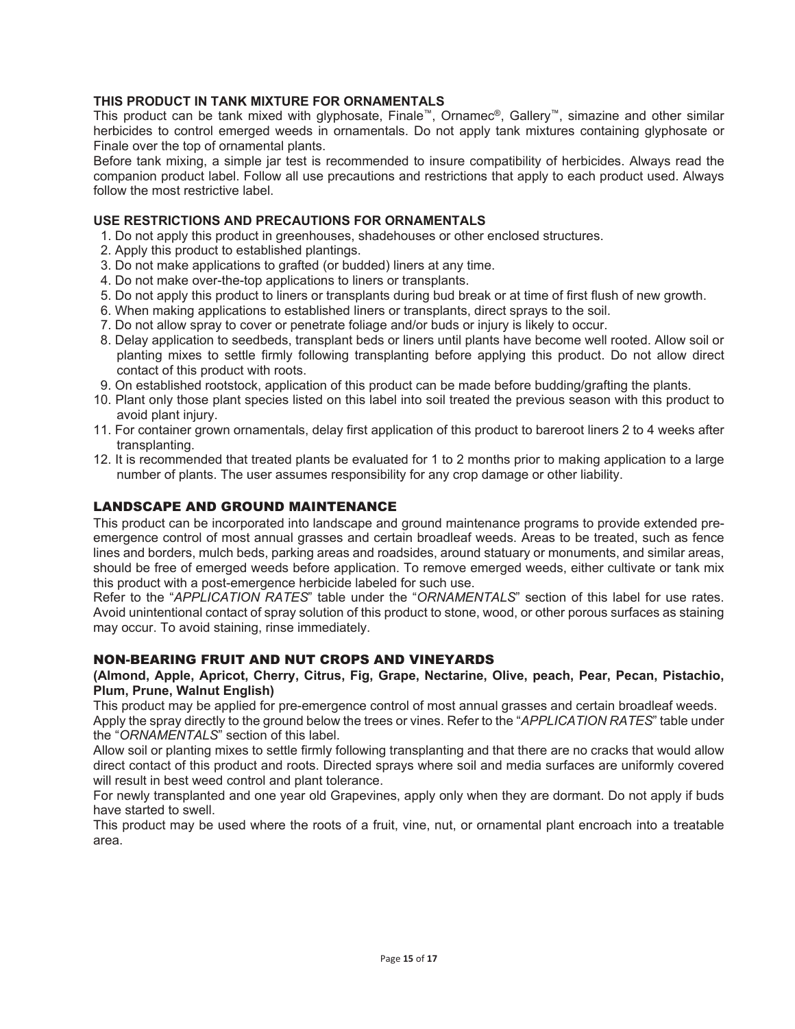### THIS PRODUCT IN TANK MIXTURE FOR ORNAMENTALS

This product can be tank mixed with glyphosate, Finale™, Ornamec®, Gallery™, simazine and other similar herbicides to control emerged weeds in ornamentals. Do not apply tank mixtures containing glyphosate or Finale over the top of ornamental plants.

Before tank mixing, a simple jar test is recommended to insure compatibility of herbicides. Always read the companion product label. Follow all use precautions and restrictions that apply to each product used. Always follow the most restrictive label.

### USE RESTRICTIONS AND PRECAUTIONS FOR ORNAMENTALS

1. Do not apply this product in greenhouses, shadehouses or other enclosed structures.
2. Apply this product to established plantings.
3. Do not make applications to grafted (or budded) liners at any time.
4. Do not make over-the-top applications to liners or transplants.
5. Do not apply this product to liners or transplants during bud break or at time of first flush of new growth.
6. When making applications to established liners or transplants, direct sprays to the soil.
7. Do not allow spray to cover or penetrate foliage and/or buds or injury is likely to occur.
8. Delay application to seedbeds, transplant beds or liners until plants have become well rooted. Allow soil or planting mixes to settle firmly following transplanting before applying this product. Do not allow direct contact of this product with roots.
9. On established rootstock, application of this product can be made before budding/grafting the plants.
10. Plant only those plant species listed on this label into soil treated the previous season with this product to avoid plant injury.
11. For container grown ornamentals, delay first application of this product to bareroot liners 2 to 4 weeks after transplanting.
12. It is recommended that treated plants be evaluated for 1 to 2 months prior to making application to a large number of plants. The user assumes responsibility for any crop damage or other liability.

## LANDSCAPE AND GROUND MAINTENANCE

This product can be incorporated into landscape and ground maintenance programs to provide extended pre-emergence control of most annual grasses and certain broadleaf weeds. Areas to be treated, such as fence lines and borders, mulch beds, parking areas and roadsides, around statuary or monuments, and similar areas, should be free of emerged weeds before application. To remove emerged weeds, either cultivate or tank mix this product with a post-emergence herbicide labeled for such use.

Refer to the "*APPLICATION RATES*" table under the "*ORNAMENTALS*" section of this label for use rates. Avoid unintentional contact of spray solution of this product to stone, wood, or other porous surfaces as staining may occur. To avoid staining, rinse immediately.

## NON-BEARING FRUIT AND NUT CROPS AND VINEYARDS

**(Almond, Apple, Apricot, Cherry, Citrus, Fig, Grape, Nectarine, Olive, peach, Pear, Pecan, Pistachio, Plum, Prune, Walnut English)**

This product may be applied for pre-emergence control of most annual grasses and certain broadleaf weeds.

Apply the spray directly to the ground below the trees or vines. Refer to the "*APPLICATION RATES*" table under the "*ORNAMENTALS*" section of this label.

Allow soil or planting mixes to settle firmly following transplanting and that there are no cracks that would allow direct contact of this product and roots. Directed sprays where soil and media surfaces are uniformly covered will result in best weed control and plant tolerance.

For newly transplanted and one year old Grapevines, apply only when they are dormant. Do not apply if buds have started to swell.

This product may be used where the roots of a fruit, vine, nut, or ornamental plant encroach into a treatable area.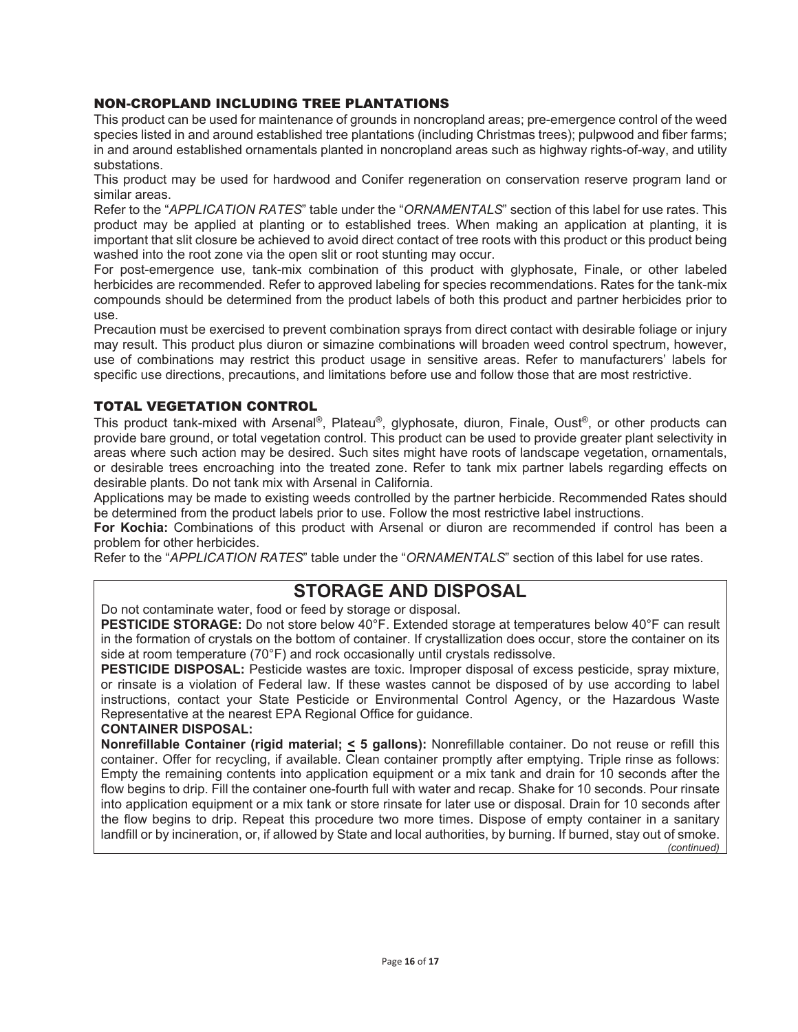### NON-CROPLAND INCLUDING TREE PLANTATIONS

This product can be used for maintenance of grounds in noncropland areas; pre-emergence control of the weed species listed in and around established tree plantations (including Christmas trees); pulpwood and fiber farms; in and around established ornamentals planted in noncropland areas such as highway rights-of-way, and utility substations.

This product may be used for hardwood and Conifer regeneration on conservation reserve program land or similar areas.

Refer to the "*APPLICATION RATES*" table under the "*ORNAMENTALS*" section of this label for use rates. This product may be applied at planting or to established trees. When making an application at planting, it is important that slit closure be achieved to avoid direct contact of tree roots with this product or this product being washed into the root zone via the open slit or root stunting may occur.

For post-emergence use, tank-mix combination of this product with glyphosate, Finale, or other labeled herbicides are recommended. Refer to approved labeling for species recommendations. Rates for the tank-mix compounds should be determined from the product labels of both this product and partner herbicides prior to use.

Precaution must be exercised to prevent combination sprays from direct contact with desirable foliage or injury may result. This product plus diuron or simazine combinations will broaden weed control spectrum, however, use of combinations may restrict this product usage in sensitive areas. Refer to manufacturers' labels for specific use directions, precautions, and limitations before use and follow those that are most restrictive.

### TOTAL VEGETATION CONTROL

This product tank-mixed with Arsenal®, Plateau®, glyphosate, diuron, Finale, Oust®, or other products can provide bare ground, or total vegetation control. This product can be used to provide greater plant selectivity in areas where such action may be desired. Such sites might have roots of landscape vegetation, ornamentals, or desirable trees encroaching into the treated zone. Refer to tank mix partner labels regarding effects on desirable plants. Do not tank mix with Arsenal in California.

Applications may be made to existing weeds controlled by the partner herbicide. Recommended Rates should be determined from the product labels prior to use. Follow the most restrictive label instructions.

**For Kochia:** Combinations of this product with Arsenal or diuron are recommended if control has been a problem for other herbicides.

Refer to the "*APPLICATION RATES*" table under the "*ORNAMENTALS*" section of this label for use rates.

## STORAGE AND DISPOSAL

Do not contaminate water, food or feed by storage or disposal.

**PESTICIDE STORAGE:** Do not store below 40°F. Extended storage at temperatures below 40°F can result in the formation of crystals on the bottom of container. If crystallization does occur, store the container on its side at room temperature (70°F) and rock occasionally until crystals redissolve.

**PESTICIDE DISPOSAL:** Pesticide wastes are toxic. Improper disposal of excess pesticide, spray mixture, or rinsate is a violation of Federal law. If these wastes cannot be disposed of by use according to label instructions, contact your State Pesticide or Environmental Control Agency, or the Hazardous Waste Representative at the nearest EPA Regional Office for guidance.

**CONTAINER DISPOSAL:**

**Nonrefillable Container (rigid material; ≤ 5 gallons):** Nonrefillable container. Do not reuse or refill this container. Offer for recycling, if available. Clean container promptly after emptying. Triple rinse as follows: Empty the remaining contents into application equipment or a mix tank and drain for 10 seconds after the flow begins to drip. Fill the container one-fourth full with water and recap. Shake for 10 seconds. Pour rinsate into application equipment or a mix tank or store rinsate for later use or disposal. Drain for 10 seconds after the flow begins to drip. Repeat this procedure two more times. Dispose of empty container in a sanitary landfill or by incineration, or, if allowed by State and local authorities, by burning. If burned, stay out of smoke.

*(continued)*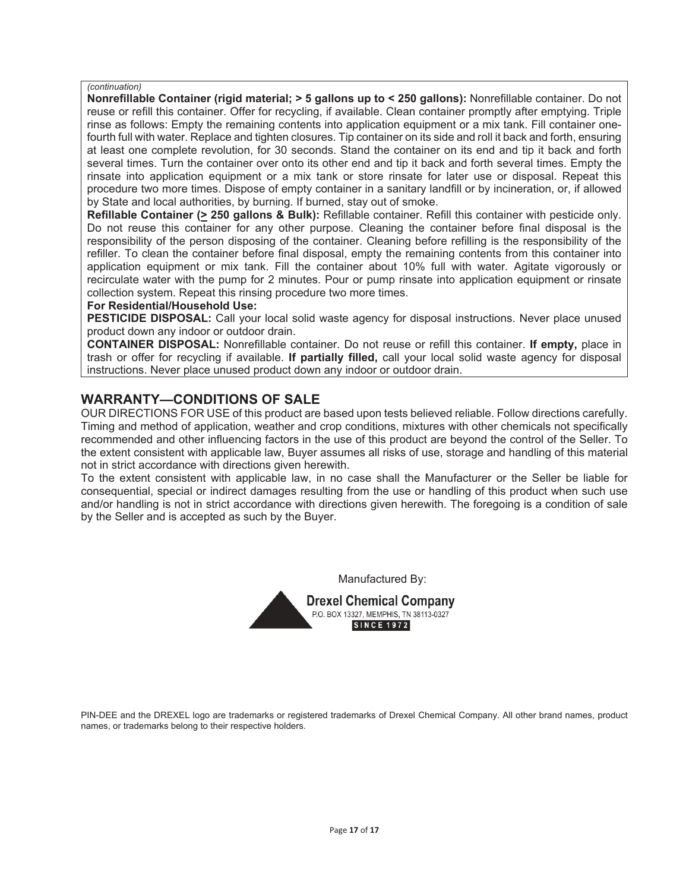*(continuation)*

**Nonrefillable Container (rigid material; > 5 gallons up to < 250 gallons):** Nonrefillable container. Do not reuse or refill this container. Offer for recycling, if available. Clean container promptly after emptying. Triple rinse as follows: Empty the remaining contents into application equipment or a mix tank. Fill container one-fourth full with water. Replace and tighten closures. Tip container on its side and roll it back and forth, ensuring at least one complete revolution, for 30 seconds. Stand the container on its end and tip it back and forth several times. Turn the container over onto its other end and tip it back and forth several times. Empty the rinsate into application equipment or a mix tank or store rinsate for later use or disposal. Repeat this procedure two more times. Dispose of empty container in a sanitary landfill or by incineration, or, if allowed by State and local authorities, by burning. If burned, stay out of smoke.

**Refillable Container (≥ 250 gallons & Bulk):** Refillable container. Refill this container with pesticide only. Do not reuse this container for any other purpose. Cleaning the container before final disposal is the responsibility of the person disposing of the container. Cleaning before refilling is the responsibility of the refiller. To clean the container before final disposal, empty the remaining contents from this container into application equipment or mix tank. Fill the container about 10% full with water. Agitate vigorously or recirculate water with the pump for 2 minutes. Pour or pump rinsate into application equipment or rinsate collection system. Repeat this rinsing procedure two more times.

**For Residential/Household Use:**

**PESTICIDE DISPOSAL:** Call your local solid waste agency for disposal instructions. Never place unused product down any indoor or outdoor drain.

**CONTAINER DISPOSAL:** Nonrefillable container. Do not reuse or refill this container. **If empty,** place in trash or offer for recycling if available. **If partially filled,** call your local solid waste agency for disposal instructions. Never place unused product down any indoor or outdoor drain.

## WARRANTY—CONDITIONS OF SALE

OUR DIRECTIONS FOR USE of this product are based upon tests believed reliable. Follow directions carefully. Timing and method of application, weather and crop conditions, mixtures with other chemicals not specifically recommended and other influencing factors in the use of this product are beyond the control of the Seller. To the extent consistent with applicable law, Buyer assumes all risks of use, storage and handling of this material not in strict accordance with directions given herewith.

To the extent consistent with applicable law, in no case shall the Manufacturer or the Seller be liable for consequential, special or indirect damages resulting from the use or handling of this product when such use and/or handling is not in strict accordance with directions given herewith. The foregoing is a condition of sale by the Seller and is accepted as such by the Buyer.

Manufactured By:

**Drexel Chemical Company**
P.O. BOX 13327, MEMPHIS, TN 38113-0327
SINCE 1972

PIN-DEE and the DREXEL logo are trademarks or registered trademarks of Drexel Chemical Company. All other brand names, product names, or trademarks belong to their respective holders.